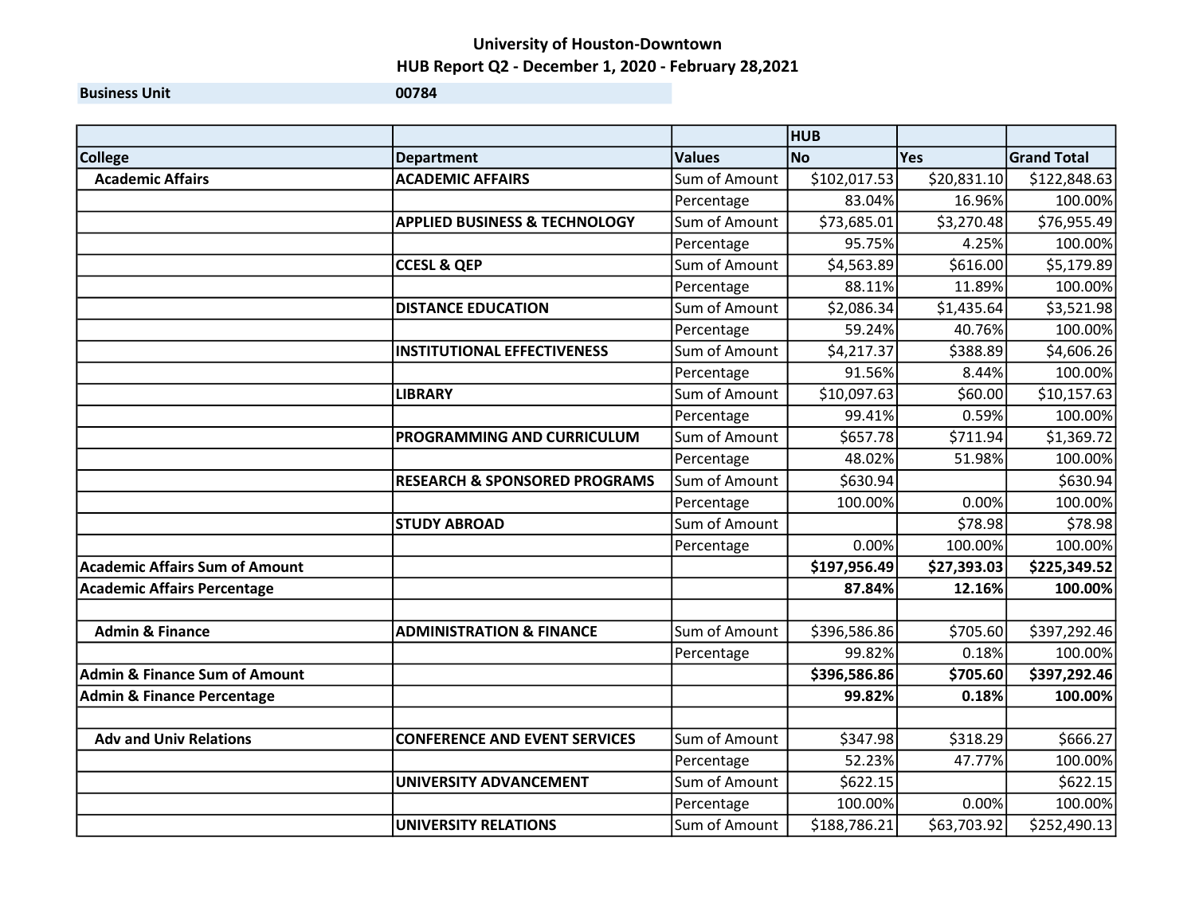# University of Houston-Downtown

## HUB Report Q2 - December 1, 2020 - February 28,2021

**Business Unit** | **00784**

| | | | HUB | | |
|---|---|---|---|---|---|
| **College** | **Department** | **Values** | **No** | **Yes** | **Grand Total** |
| **Academic Affairs** | **ACADEMIC AFFAIRS** | Sum of Amount | $102,017.53 | $20,831.10 | $122,848.63 |
| | | Percentage | 83.04% | 16.96% | 100.00% |
| | **APPLIED BUSINESS & TECHNOLOGY** | Sum of Amount | $73,685.01 | $3,270.48 | $76,955.49 |
| | | Percentage | 95.75% | 4.25% | 100.00% |
| | **CCESL & QEP** | Sum of Amount | $4,563.89 | $616.00 | $5,179.89 |
| | | Percentage | 88.11% | 11.89% | 100.00% |
| | **DISTANCE EDUCATION** | Sum of Amount | $2,086.34 | $1,435.64 | $3,521.98 |
| | | Percentage | 59.24% | 40.76% | 100.00% |
| | **INSTITUTIONAL EFFECTIVENESS** | Sum of Amount | $4,217.37 | $388.89 | $4,606.26 |
| | | Percentage | 91.56% | 8.44% | 100.00% |
| | **LIBRARY** | Sum of Amount | $10,097.63 | $60.00 | $10,157.63 |
| | | Percentage | 99.41% | 0.59% | 100.00% |
| | **PROGRAMMING AND CURRICULUM** | Sum of Amount | $657.78 | $711.94 | $1,369.72 |
| | | Percentage | 48.02% | 51.98% | 100.00% |
| | **RESEARCH & SPONSORED PROGRAMS** | Sum of Amount | $630.94 | | $630.94 |
| | | Percentage | 100.00% | 0.00% | 100.00% |
| | **STUDY ABROAD** | Sum of Amount | | $78.98 | $78.98 |
| | | Percentage | 0.00% | 100.00% | 100.00% |
| **Academic Affairs Sum of Amount** | | | **$197,956.49** | **$27,393.03** | **$225,349.52** |
| **Academic Affairs Percentage** | | | **87.84%** | **12.16%** | **100.00%** |
| | | | | | |
| **Admin & Finance** | **ADMINISTRATION & FINANCE** | Sum of Amount | $396,586.86 | $705.60 | $397,292.46 |
| | | Percentage | 99.82% | 0.18% | 100.00% |
| **Admin & Finance Sum of Amount** | | | **$396,586.86** | **$705.60** | **$397,292.46** |
| **Admin & Finance Percentage** | | | **99.82%** | **0.18%** | **100.00%** |
| | | | | | |
| **Adv and Univ Relations** | **CONFERENCE AND EVENT SERVICES** | Sum of Amount | $347.98 | $318.29 | $666.27 |
| | | Percentage | 52.23% | 47.77% | 100.00% |
| | **UNIVERSITY ADVANCEMENT** | Sum of Amount | $622.15 | | $622.15 |
| | | Percentage | 100.00% | 0.00% | 100.00% |
| | **UNIVERSITY RELATIONS** | Sum of Amount | $188,786.21 | $63,703.92 | $252,490.13 |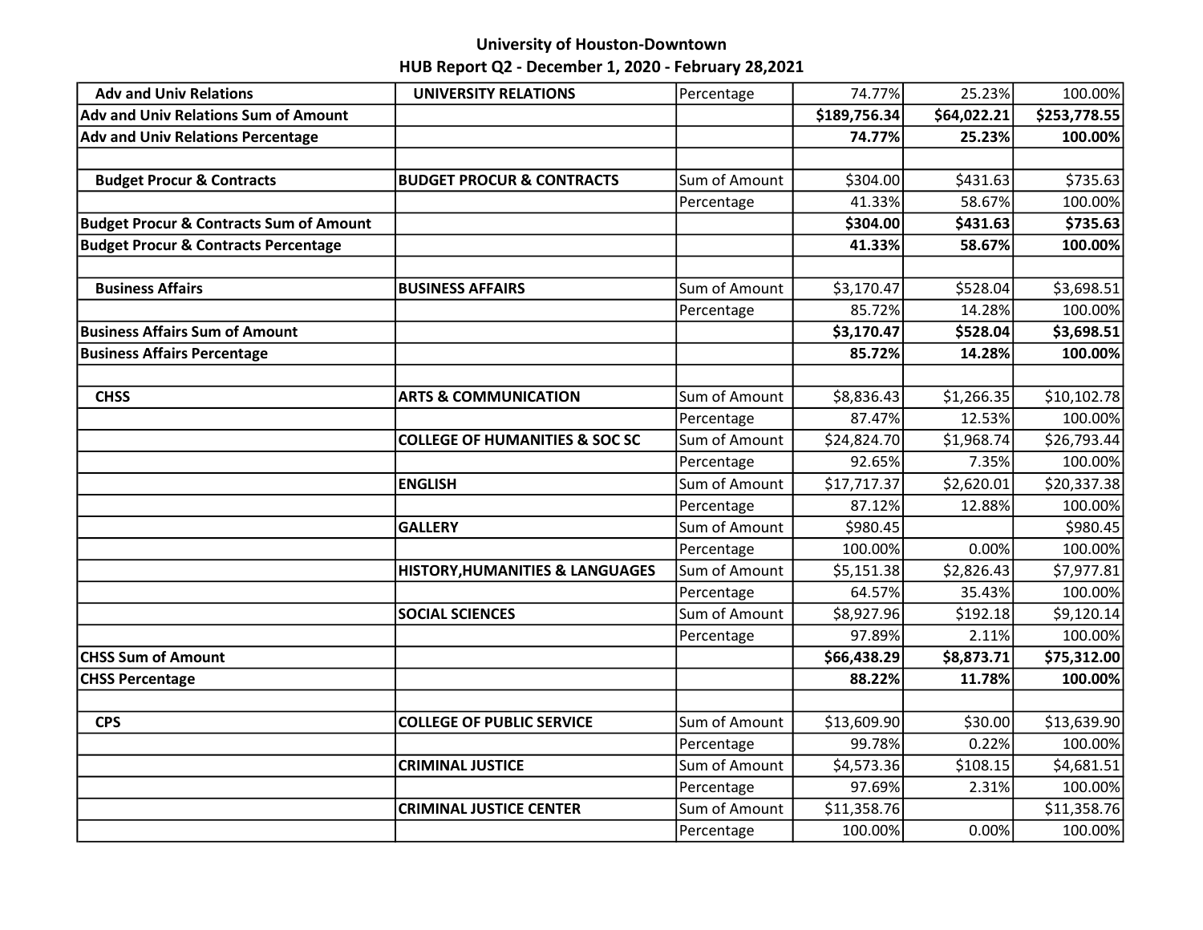# University of Houston-Downtown

## HUB Report Q2 - December 1, 2020 - February 28,2021

| | | | | | |
|---|---|---|---|---|---|
| **Adv and Univ Relations** | **UNIVERSITY RELATIONS** | Percentage | 74.77% | 25.23% | 100.00% |
| **Adv and Univ Relations Sum of Amount** | | | **$189,756.34** | **$64,022.21** | **$253,778.55** |
| **Adv and Univ Relations Percentage** | | | **74.77%** | **25.23%** | **100.00%** |
| | | | | | |
| **Budget Procur & Contracts** | **BUDGET PROCUR & CONTRACTS** | Sum of Amount | $304.00 | $431.63 | $735.63 |
| | | Percentage | 41.33% | 58.67% | 100.00% |
| **Budget Procur & Contracts Sum of Amount** | | | **$304.00** | **$431.63** | **$735.63** |
| **Budget Procur & Contracts Percentage** | | | **41.33%** | **58.67%** | **100.00%** |
| | | | | | |
| **Business Affairs** | **BUSINESS AFFAIRS** | Sum of Amount | $3,170.47 | $528.04 | $3,698.51 |
| | | Percentage | 85.72% | 14.28% | 100.00% |
| **Business Affairs Sum of Amount** | | | **$3,170.47** | **$528.04** | **$3,698.51** |
| **Business Affairs Percentage** | | | **85.72%** | **14.28%** | **100.00%** |
| | | | | | |
| **CHSS** | **ARTS & COMMUNICATION** | Sum of Amount | $8,836.43 | $1,266.35 | $10,102.78 |
| | | Percentage | 87.47% | 12.53% | 100.00% |
| | **COLLEGE OF HUMANITIES & SOC SC** | Sum of Amount | $24,824.70 | $1,968.74 | $26,793.44 |
| | | Percentage | 92.65% | 7.35% | 100.00% |
| | **ENGLISH** | Sum of Amount | $17,717.37 | $2,620.01 | $20,337.38 |
| | | Percentage | 87.12% | 12.88% | 100.00% |
| | **GALLERY** | Sum of Amount | $980.45 | | $980.45 |
| | | Percentage | 100.00% | 0.00% | 100.00% |
| | **HISTORY,HUMANITIES & LANGUAGES** | Sum of Amount | $5,151.38 | $2,826.43 | $7,977.81 |
| | | Percentage | 64.57% | 35.43% | 100.00% |
| | **SOCIAL SCIENCES** | Sum of Amount | $8,927.96 | $192.18 | $9,120.14 |
| | | Percentage | 97.89% | 2.11% | 100.00% |
| **CHSS Sum of Amount** | | | **$66,438.29** | **$8,873.71** | **$75,312.00** |
| **CHSS Percentage** | | | **88.22%** | **11.78%** | **100.00%** |
| | | | | | |
| **CPS** | **COLLEGE OF PUBLIC SERVICE** | Sum of Amount | $13,609.90 | $30.00 | $13,639.90 |
| | | Percentage | 99.78% | 0.22% | 100.00% |
| | **CRIMINAL JUSTICE** | Sum of Amount | $4,573.36 | $108.15 | $4,681.51 |
| | | Percentage | 97.69% | 2.31% | 100.00% |
| | **CRIMINAL JUSTICE CENTER** | Sum of Amount | $11,358.76 | | $11,358.76 |
| | | Percentage | 100.00% | 0.00% | 100.00% |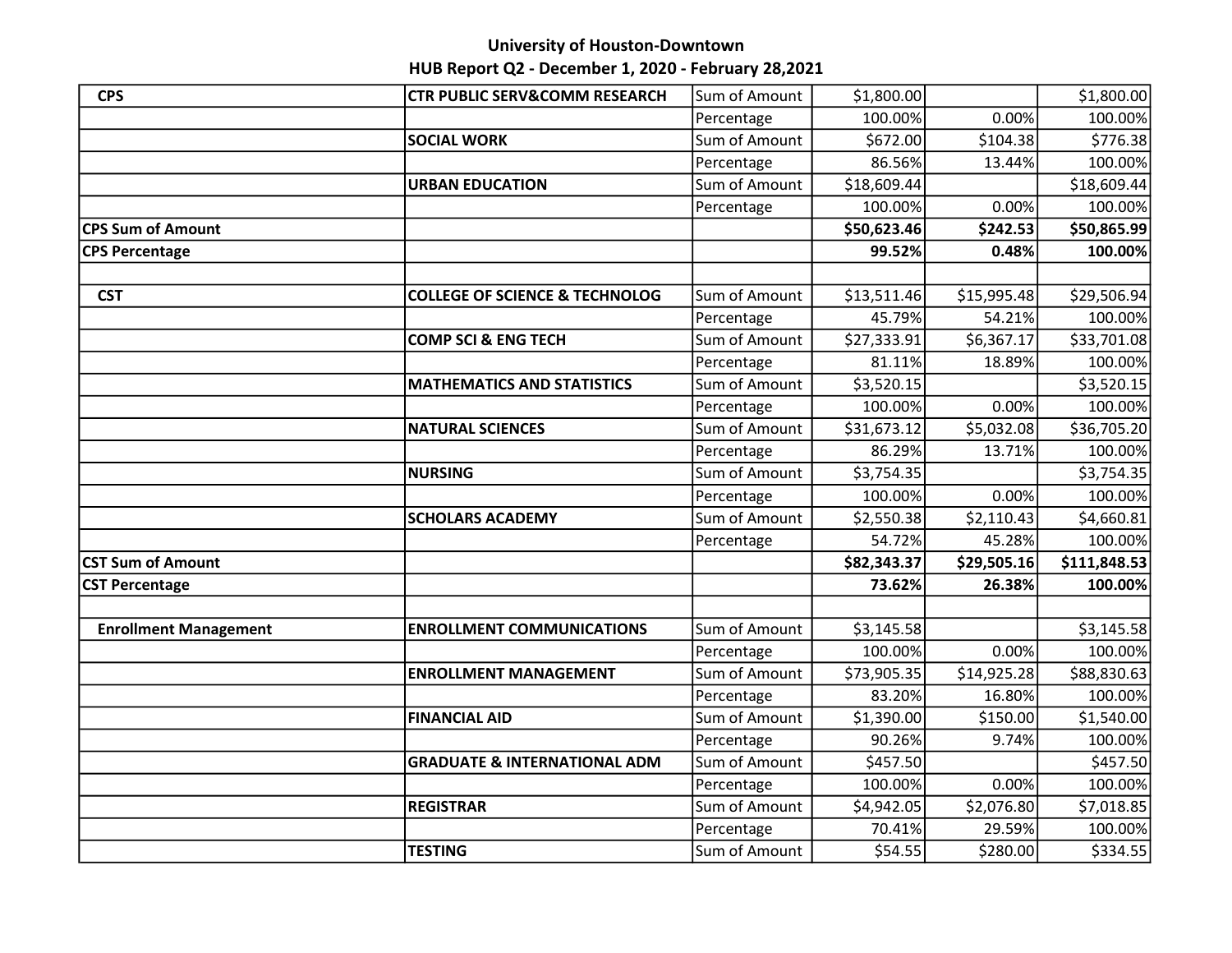**University of Houston-Downtown**
**HUB Report Q2 - December 1, 2020 - February 28,2021**

| | | | | | |
|---|---|---|---|---|---|
| **CPS** | **CTR PUBLIC SERV&COMM RESEARCH** | Sum of Amount | $1,800.00 | | $1,800.00 |
| | | Percentage | 100.00% | 0.00% | 100.00% |
| | **SOCIAL WORK** | Sum of Amount | $672.00 | $104.38 | $776.38 |
| | | Percentage | 86.56% | 13.44% | 100.00% |
| | **URBAN EDUCATION** | Sum of Amount | $18,609.44 | | $18,609.44 |
| | | Percentage | 100.00% | 0.00% | 100.00% |
| **CPS Sum of Amount** | | | **$50,623.46** | **$242.53** | **$50,865.99** |
| **CPS Percentage** | | | **99.52%** | **0.48%** | **100.00%** |
| | | | | | |
| **CST** | **COLLEGE OF SCIENCE & TECHNOLOG** | Sum of Amount | $13,511.46 | $15,995.48 | $29,506.94 |
| | | Percentage | 45.79% | 54.21% | 100.00% |
| | **COMP SCI & ENG TECH** | Sum of Amount | $27,333.91 | $6,367.17 | $33,701.08 |
| | | Percentage | 81.11% | 18.89% | 100.00% |
| | **MATHEMATICS AND STATISTICS** | Sum of Amount | $3,520.15 | | $3,520.15 |
| | | Percentage | 100.00% | 0.00% | 100.00% |
| | **NATURAL SCIENCES** | Sum of Amount | $31,673.12 | $5,032.08 | $36,705.20 |
| | | Percentage | 86.29% | 13.71% | 100.00% |
| | **NURSING** | Sum of Amount | $3,754.35 | | $3,754.35 |
| | | Percentage | 100.00% | 0.00% | 100.00% |
| | **SCHOLARS ACADEMY** | Sum of Amount | $2,550.38 | $2,110.43 | $4,660.81 |
| | | Percentage | 54.72% | 45.28% | 100.00% |
| **CST Sum of Amount** | | | **$82,343.37** | **$29,505.16** | **$111,848.53** |
| **CST Percentage** | | | **73.62%** | **26.38%** | **100.00%** |
| | | | | | |
| **Enrollment Management** | **ENROLLMENT COMMUNICATIONS** | Sum of Amount | $3,145.58 | | $3,145.58 |
| | | Percentage | 100.00% | 0.00% | 100.00% |
| | **ENROLLMENT MANAGEMENT** | Sum of Amount | $73,905.35 | $14,925.28 | $88,830.63 |
| | | Percentage | 83.20% | 16.80% | 100.00% |
| | **FINANCIAL AID** | Sum of Amount | $1,390.00 | $150.00 | $1,540.00 |
| | | Percentage | 90.26% | 9.74% | 100.00% |
| | **GRADUATE & INTERNATIONAL ADM** | Sum of Amount | $457.50 | | $457.50 |
| | | Percentage | 100.00% | 0.00% | 100.00% |
| | **REGISTRAR** | Sum of Amount | $4,942.05 | $2,076.80 | $7,018.85 |
| | | Percentage | 70.41% | 29.59% | 100.00% |
| | **TESTING** | Sum of Amount | $54.55 | $280.00 | $334.55 |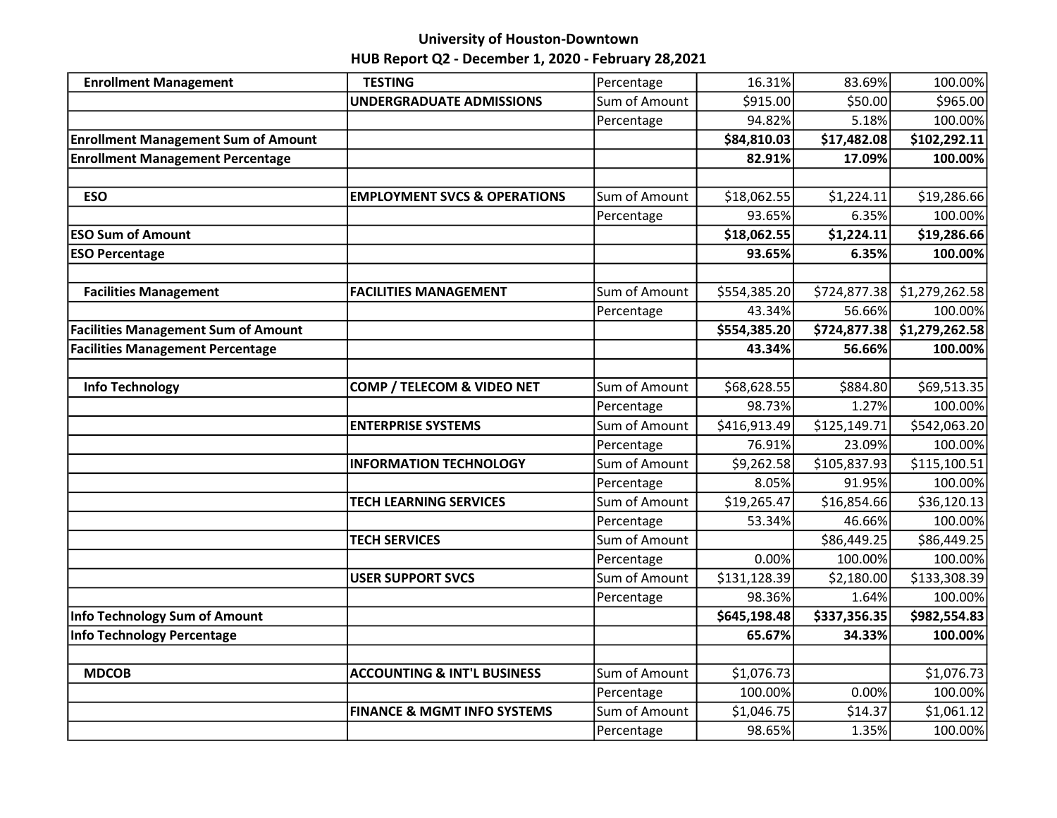## University of Houston-Downtown
## HUB Report Q2 - December 1, 2020 - February 28,2021

| | | | | | |
|---|---|---|---|---|---|
| **Enrollment Management** | **TESTING** | Percentage | 16.31% | 83.69% | 100.00% |
| | **UNDERGRADUATE ADMISSIONS** | Sum of Amount | $915.00 | $50.00 | $965.00 |
| | | Percentage | 94.82% | 5.18% | 100.00% |
| **Enrollment Management Sum of Amount** | | | **$84,810.03** | **$17,482.08** | **$102,292.11** |
| **Enrollment Management Percentage** | | | **82.91%** | **17.09%** | **100.00%** |
| | | | | | |
| **ESO** | **EMPLOYMENT SVCS & OPERATIONS** | Sum of Amount | $18,062.55 | $1,224.11 | $19,286.66 |
| | | Percentage | 93.65% | 6.35% | 100.00% |
| **ESO Sum of Amount** | | | **$18,062.55** | **$1,224.11** | **$19,286.66** |
| **ESO Percentage** | | | **93.65%** | **6.35%** | **100.00%** |
| | | | | | |
| **Facilities Management** | **FACILITIES MANAGEMENT** | Sum of Amount | $554,385.20 | $724,877.38 | $1,279,262.58 |
| | | Percentage | 43.34% | 56.66% | 100.00% |
| **Facilities Management Sum of Amount** | | | **$554,385.20** | **$724,877.38** | **$1,279,262.58** |
| **Facilities Management Percentage** | | | **43.34%** | **56.66%** | **100.00%** |
| | | | | | |
| **Info Technology** | **COMP / TELECOM & VIDEO NET** | Sum of Amount | $68,628.55 | $884.80 | $69,513.35 |
| | | Percentage | 98.73% | 1.27% | 100.00% |
| | **ENTERPRISE SYSTEMS** | Sum of Amount | $416,913.49 | $125,149.71 | $542,063.20 |
| | | Percentage | 76.91% | 23.09% | 100.00% |
| | **INFORMATION TECHNOLOGY** | Sum of Amount | $9,262.58 | $105,837.93 | $115,100.51 |
| | | Percentage | 8.05% | 91.95% | 100.00% |
| | **TECH LEARNING SERVICES** | Sum of Amount | $19,265.47 | $16,854.66 | $36,120.13 |
| | | Percentage | 53.34% | 46.66% | 100.00% |
| | **TECH SERVICES** | Sum of Amount | | $86,449.25 | $86,449.25 |
| | | Percentage | 0.00% | 100.00% | 100.00% |
| | **USER SUPPORT SVCS** | Sum of Amount | $131,128.39 | $2,180.00 | $133,308.39 |
| | | Percentage | 98.36% | 1.64% | 100.00% |
| **Info Technology Sum of Amount** | | | **$645,198.48** | **$337,356.35** | **$982,554.83** |
| **Info Technology Percentage** | | | **65.67%** | **34.33%** | **100.00%** |
| | | | | | |
| **MDCOB** | **ACCOUNTING & INT'L BUSINESS** | Sum of Amount | $1,076.73 | | $1,076.73 |
| | | Percentage | 100.00% | 0.00% | 100.00% |
| | **FINANCE & MGMT INFO SYSTEMS** | Sum of Amount | $1,046.75 | $14.37 | $1,061.12 |
| | | Percentage | 98.65% | 1.35% | 100.00% |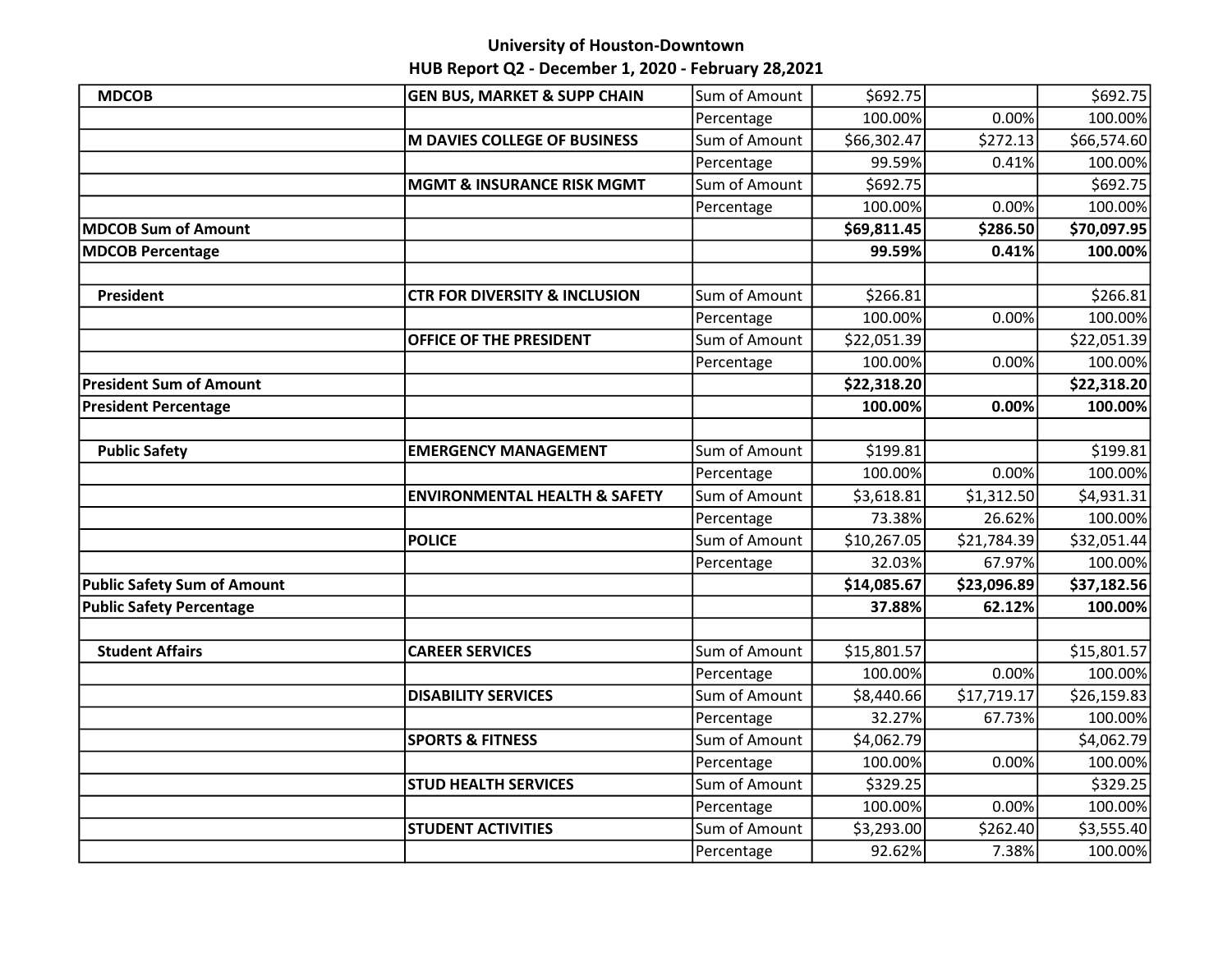**University of Houston-Downtown**
**HUB Report Q2 - December 1, 2020 - February 28,2021**

| | | | | | |
|---|---|---|---|---|---|
| **MDCOB** | **GEN BUS, MARKET & SUPP CHAIN** | Sum of Amount | $692.75 | | $692.75 |
| | | Percentage | 100.00% | 0.00% | 100.00% |
| | **M DAVIES COLLEGE OF BUSINESS** | Sum of Amount | $66,302.47 | $272.13 | $66,574.60 |
| | | Percentage | 99.59% | 0.41% | 100.00% |
| | **MGMT & INSURANCE RISK MGMT** | Sum of Amount | $692.75 | | $692.75 |
| | | Percentage | 100.00% | 0.00% | 100.00% |
| **MDCOB Sum of Amount** | | | **$69,811.45** | **$286.50** | **$70,097.95** |
| **MDCOB Percentage** | | | **99.59%** | **0.41%** | **100.00%** |
| | | | | | |
| **President** | **CTR FOR DIVERSITY & INCLUSION** | Sum of Amount | $266.81 | | $266.81 |
| | | Percentage | 100.00% | 0.00% | 100.00% |
| | **OFFICE OF THE PRESIDENT** | Sum of Amount | $22,051.39 | | $22,051.39 |
| | | Percentage | 100.00% | 0.00% | 100.00% |
| **President Sum of Amount** | | | **$22,318.20** | | **$22,318.20** |
| **President Percentage** | | | **100.00%** | **0.00%** | **100.00%** |
| | | | | | |
| **Public Safety** | **EMERGENCY MANAGEMENT** | Sum of Amount | $199.81 | | $199.81 |
| | | Percentage | 100.00% | 0.00% | 100.00% |
| | **ENVIRONMENTAL HEALTH & SAFETY** | Sum of Amount | $3,618.81 | $1,312.50 | $4,931.31 |
| | | Percentage | 73.38% | 26.62% | 100.00% |
| | **POLICE** | Sum of Amount | $10,267.05 | $21,784.39 | $32,051.44 |
| | | Percentage | 32.03% | 67.97% | 100.00% |
| **Public Safety Sum of Amount** | | | **$14,085.67** | **$23,096.89** | **$37,182.56** |
| **Public Safety Percentage** | | | **37.88%** | **62.12%** | **100.00%** |
| | | | | | |
| **Student Affairs** | **CAREER SERVICES** | Sum of Amount | $15,801.57 | | $15,801.57 |
| | | Percentage | 100.00% | 0.00% | 100.00% |
| | **DISABILITY SERVICES** | Sum of Amount | $8,440.66 | $17,719.17 | $26,159.83 |
| | | Percentage | 32.27% | 67.73% | 100.00% |
| | **SPORTS & FITNESS** | Sum of Amount | $4,062.79 | | $4,062.79 |
| | | Percentage | 100.00% | 0.00% | 100.00% |
| | **STUD HEALTH SERVICES** | Sum of Amount | $329.25 | | $329.25 |
| | | Percentage | 100.00% | 0.00% | 100.00% |
| | **STUDENT ACTIVITIES** | Sum of Amount | $3,293.00 | $262.40 | $3,555.40 |
| | | Percentage | 92.62% | 7.38% | 100.00% |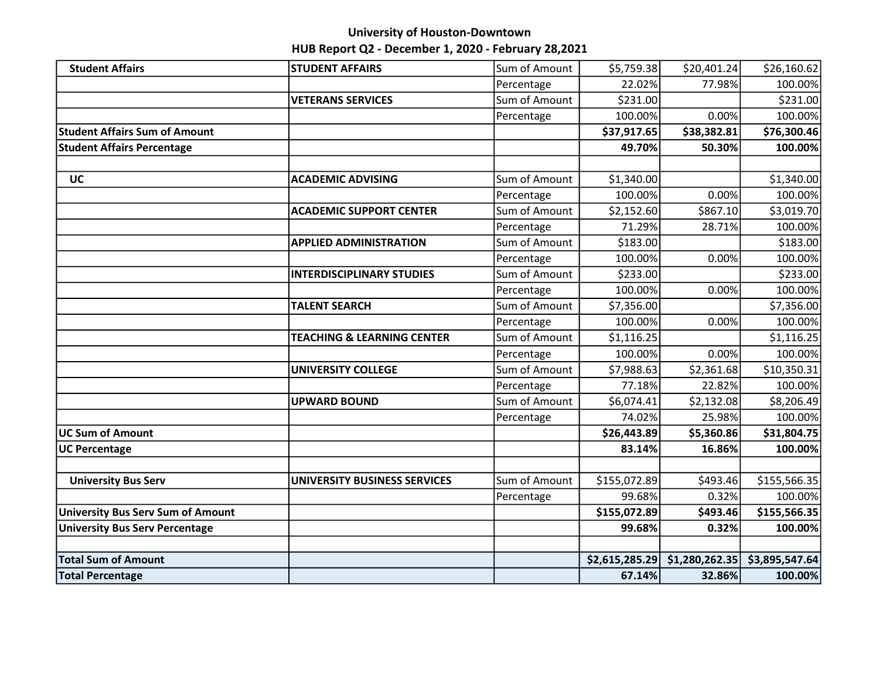# University of Houston-Downtown
## HUB Report Q2 - December 1, 2020 - February 28,2021

| | | | | | |
|---|---|---|---|---|---|
| **Student Affairs** | **STUDENT AFFAIRS** | Sum of Amount | $5,759.38 | $20,401.24 | $26,160.62 |
| | | Percentage | 22.02% | 77.98% | 100.00% |
| | **VETERANS SERVICES** | Sum of Amount | $231.00 | | $231.00 |
| | | Percentage | 100.00% | 0.00% | 100.00% |
| **Student Affairs Sum of Amount** | | | **$37,917.65** | **$38,382.81** | **$76,300.46** |
| **Student Affairs Percentage** | | | **49.70%** | **50.30%** | **100.00%** |
| | | | | | |
| **UC** | **ACADEMIC ADVISING** | Sum of Amount | $1,340.00 | | $1,340.00 |
| | | Percentage | 100.00% | 0.00% | 100.00% |
| | **ACADEMIC SUPPORT CENTER** | Sum of Amount | $2,152.60 | $867.10 | $3,019.70 |
| | | Percentage | 71.29% | 28.71% | 100.00% |
| | **APPLIED ADMINISTRATION** | Sum of Amount | $183.00 | | $183.00 |
| | | Percentage | 100.00% | 0.00% | 100.00% |
| | **INTERDISCIPLINARY STUDIES** | Sum of Amount | $233.00 | | $233.00 |
| | | Percentage | 100.00% | 0.00% | 100.00% |
| | **TALENT SEARCH** | Sum of Amount | $7,356.00 | | $7,356.00 |
| | | Percentage | 100.00% | 0.00% | 100.00% |
| | **TEACHING & LEARNING CENTER** | Sum of Amount | $1,116.25 | | $1,116.25 |
| | | Percentage | 100.00% | 0.00% | 100.00% |
| | **UNIVERSITY COLLEGE** | Sum of Amount | $7,988.63 | $2,361.68 | $10,350.31 |
| | | Percentage | 77.18% | 22.82% | 100.00% |
| | **UPWARD BOUND** | Sum of Amount | $6,074.41 | $2,132.08 | $8,206.49 |
| | | Percentage | 74.02% | 25.98% | 100.00% |
| **UC Sum of Amount** | | | **$26,443.89** | **$5,360.86** | **$31,804.75** |
| **UC Percentage** | | | **83.14%** | **16.86%** | **100.00%** |
| | | | | | |
| **University Bus Serv** | **UNIVERSITY BUSINESS SERVICES** | Sum of Amount | $155,072.89 | $493.46 | $155,566.35 |
| | | Percentage | 99.68% | 0.32% | 100.00% |
| **University Bus Serv Sum of Amount** | | | **$155,072.89** | **$493.46** | **$155,566.35** |
| **University Bus Serv Percentage** | | | **99.68%** | **0.32%** | **100.00%** |
| | | | | | |
| **Total Sum of Amount** | | | **$2,615,285.29** | **$1,280,262.35** | **$3,895,547.64** |
| **Total Percentage** | | | **67.14%** | **32.86%** | **100.00%** |